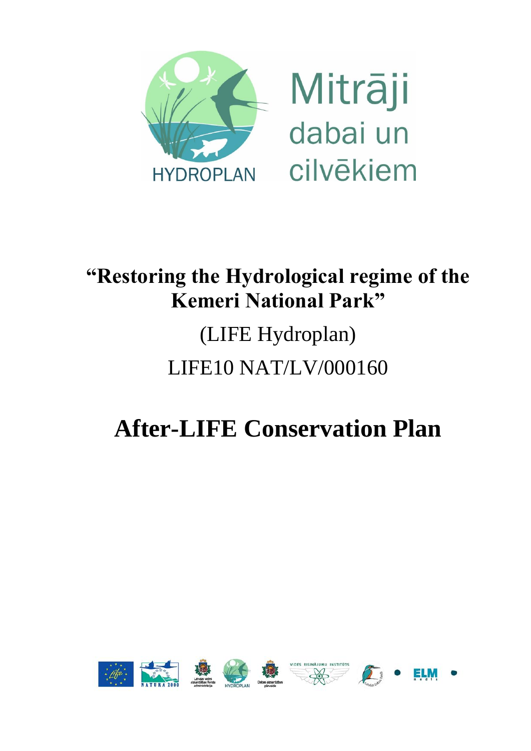HYDROPLAN

Mitrāji dabai un cilvēkiem

# "Restoring the Hydrological regime of the Kemeri National Park"

(LIFE Hydroplan)

LIFE10 NAT/LV/000160

# After-LIFE Conservation Plan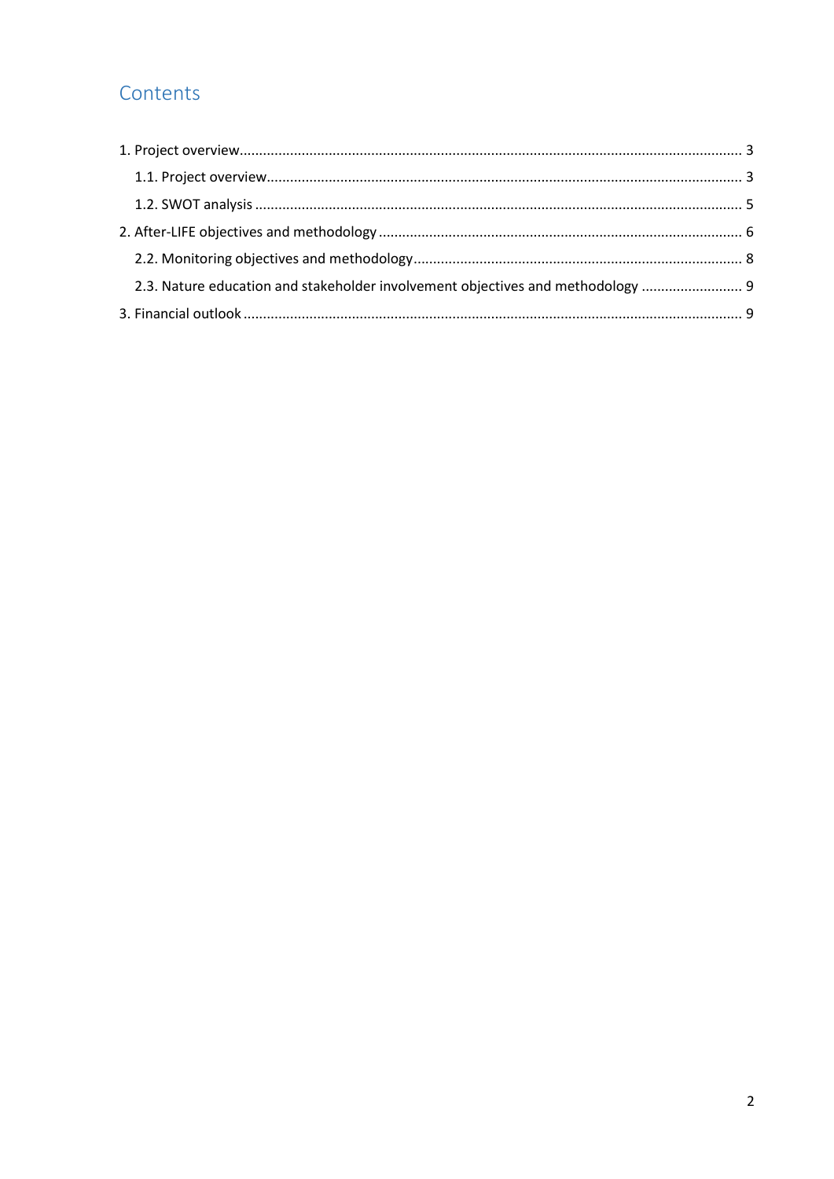# Contents

1. Project overview ........................................................................................................................ 3
   1.1. Project overview ................................................................................................................ 3
   1.2. SWOT analysis .................................................................................................................. 5
2. After-LIFE objectives and methodology ...................................................................................... 6
   2.2. Monitoring objectives and methodology .......................................................................... 8
   2.3. Nature education and stakeholder involvement objectives and methodology ........................ 9
3. Financial outlook ........................................................................................................................ 9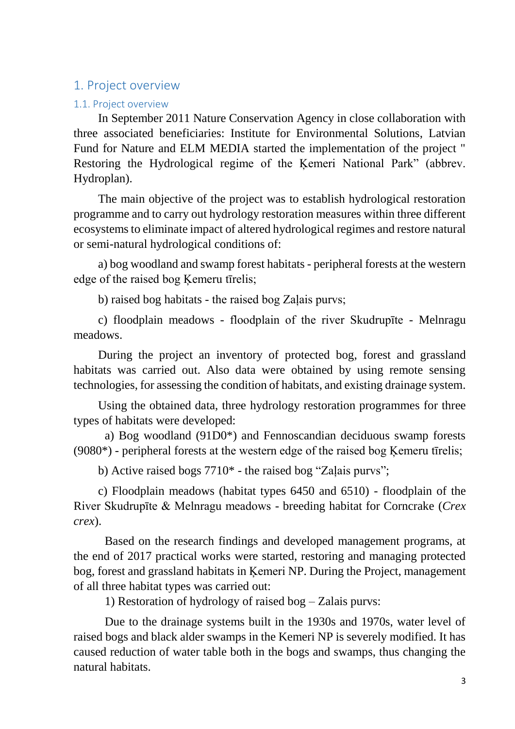# 1. Project overview

## 1.1. Project overview

In September 2011 Nature Conservation Agency in close collaboration with three associated beneficiaries: Institute for Environmental Solutions, Latvian Fund for Nature and ELM MEDIA started the implementation of the project " Restoring the Hydrological regime of the Ķemeri National Park” (abbrev. Hydroplan).

The main objective of the project was to establish hydrological restoration programme and to carry out hydrology restoration measures within three different ecosystems to eliminate impact of altered hydrological regimes and restore natural or semi-natural hydrological conditions of:

a) bog woodland and swamp forest habitats - peripheral forests at the western edge of the raised bog Ķemeru tīrelis;

b) raised bog habitats - the raised bog Zaļais purvs;

c) floodplain meadows - floodplain of the river Skudrupīte - Melnragu meadows.

During the project an inventory of protected bog, forest and grassland habitats was carried out. Also data were obtained by using remote sensing technologies, for assessing the condition of habitats, and existing drainage system.

Using the obtained data, three hydrology restoration programmes for three types of habitats were developed:

a) Bog woodland (91D0*) and Fennoscandian deciduous swamp forests (9080*) - peripheral forests at the western edge of the raised bog Ķemeru tīrelis;

b) Active raised bogs 7710* - the raised bog “Zaļais purvs”;

c) Floodplain meadows (habitat types 6450 and 6510) - floodplain of the River Skudrupīte & Melnragu meadows - breeding habitat for Corncrake (*Crex crex*).

Based on the research findings and developed management programs, at the end of 2017 practical works were started, restoring and managing protected bog, forest and grassland habitats in Ķemeri NP. During the Project, management of all three habitat types was carried out:

1) Restoration of hydrology of raised bog – Zalais purvs:

Due to the drainage systems built in the 1930s and 1970s, water level of raised bogs and black alder swamps in the Kemeri NP is severely modified. It has caused reduction of water table both in the bogs and swamps, thus changing the natural habitats.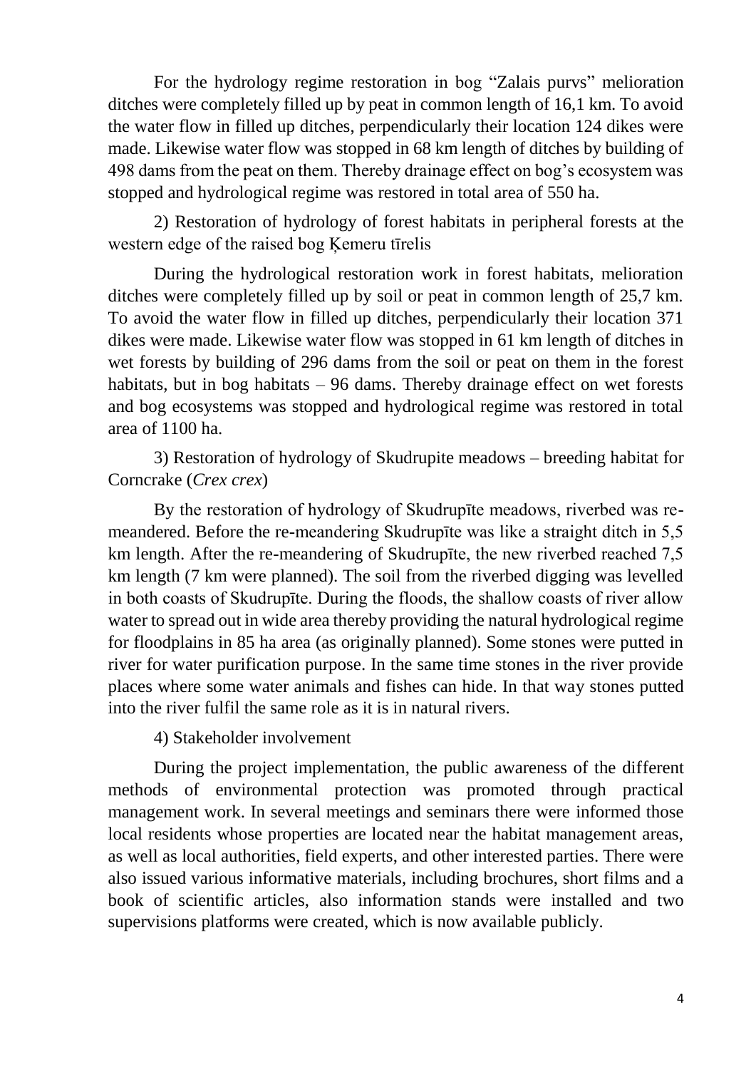For the hydrology regime restoration in bog "Zalais purvs" melioration ditches were completely filled up by peat in common length of 16,1 km. To avoid the water flow in filled up ditches, perpendicularly their location 124 dikes were made. Likewise water flow was stopped in 68 km length of ditches by building of 498 dams from the peat on them. Thereby drainage effect on bog's ecosystem was stopped and hydrological regime was restored in total area of 550 ha.

2) Restoration of hydrology of forest habitats in peripheral forests at the western edge of the raised bog Ķemeru tīrelis

During the hydrological restoration work in forest habitats, melioration ditches were completely filled up by soil or peat in common length of 25,7 km. To avoid the water flow in filled up ditches, perpendicularly their location 371 dikes were made. Likewise water flow was stopped in 61 km length of ditches in wet forests by building of 296 dams from the soil or peat on them in the forest habitats, but in bog habitats – 96 dams. Thereby drainage effect on wet forests and bog ecosystems was stopped and hydrological regime was restored in total area of 1100 ha.

3) Restoration of hydrology of Skudrupite meadows – breeding habitat for Corncrake (*Crex crex*)

By the restoration of hydrology of Skudrupīte meadows, riverbed was re-meandered. Before the re-meandering Skudrupīte was like a straight ditch in 5,5 km length. After the re-meandering of Skudrupīte, the new riverbed reached 7,5 km length (7 km were planned). The soil from the riverbed digging was levelled in both coasts of Skudrupīte. During the floods, the shallow coasts of river allow water to spread out in wide area thereby providing the natural hydrological regime for floodplains in 85 ha area (as originally planned). Some stones were putted in river for water purification purpose. In the same time stones in the river provide places where some water animals and fishes can hide. In that way stones putted into the river fulfil the same role as it is in natural rivers.

4) Stakeholder involvement

During the project implementation, the public awareness of the different methods of environmental protection was promoted through practical management work. In several meetings and seminars there were informed those local residents whose properties are located near the habitat management areas, as well as local authorities, field experts, and other interested parties. There were also issued various informative materials, including brochures, short films and a book of scientific articles, also information stands were installed and two supervisions platforms were created, which is now available publicly.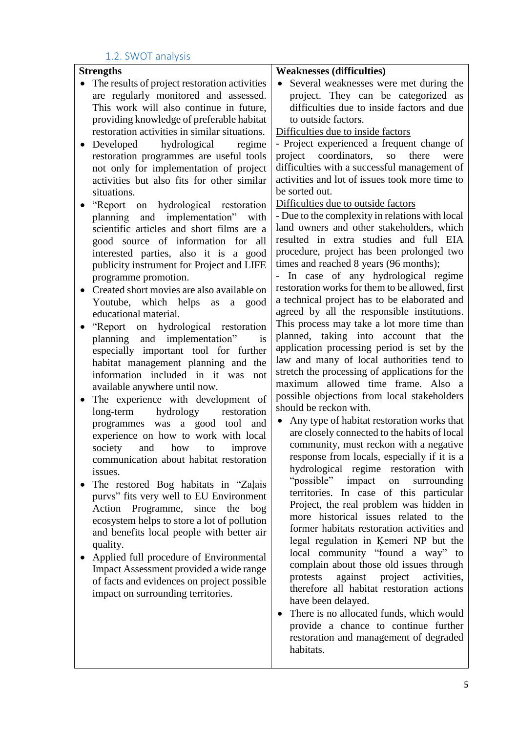### 1.2. SWOT analysis

| Strengths | Weaknesses (difficulties) |
| --- | --- |
| • The results of project restoration activities are regularly monitored and assessed. This work will also continue in future, providing knowledge of preferable habitat restoration activities in similar situations.<br>• Developed hydrological regime restoration programmes are useful tools not only for implementation of project activities but also fits for other similar situations.<br>• "Report on hydrological restoration planning and implementation" with scientific articles and short films are a good source of information for all interested parties, also it is a good publicity instrument for Project and LIFE programme promotion.<br>• Created short movies are also available on Youtube, which helps as a good educational material.<br>• "Report on hydrological restoration planning and implementation" is especially important tool for further habitat management planning and the information included in it was not available anywhere until now.<br>• The experience with development of long-term hydrology restoration programmes was a good tool and experience on how to work with local society and how to improve communication about habitat restoration issues.<br>• The restored Bog habitats in "Zaļais purvs" fits very well to EU Environment Action Programme, since the bog ecosystem helps to store a lot of pollution and benefits local people with better air quality.<br>• Applied full procedure of Environmental Impact Assessment provided a wide range of facts and evidences on project possible impact on surrounding territories. | • Several weaknesses were met during the project. They can be categorized as difficulties due to inside factors and due to outside factors.<br><u>Difficulties due to inside factors</u><br>- Project experienced a frequent change of project coordinators, so there were difficulties with a successful management of activities and lot of issues took more time to be sorted out.<br><u>Difficulties due to outside factors</u><br>- Due to the complexity in relations with local land owners and other stakeholders, which resulted in extra studies and full EIA procedure, project has been prolonged two times and reached 8 years (96 months);<br>- In case of any hydrological regime restoration works for them to be allowed, first a technical project has to be elaborated and agreed by all the responsible institutions. This process may take a lot more time than planned, taking into account that the application processing period is set by the law and many of local authorities tend to stretch the processing of applications for the maximum allowed time frame. Also a possible objections from local stakeholders should be reckon with.<br>• Any type of habitat restoration works that are closely connected to the habits of local community, must reckon with a negative response from locals, especially if it is a hydrological regime restoration with "possible" impact on surrounding territories. In case of this particular Project, the real problem was hidden in more historical issues related to the former habitats restoration activities and legal regulation in Ķemeri NP but the local community "found a way" to complain about those old issues through protests against project activities, therefore all habitat restoration actions have been delayed.<br>• There is no allocated funds, which would provide a chance to continue further restoration and management of degraded habitats. |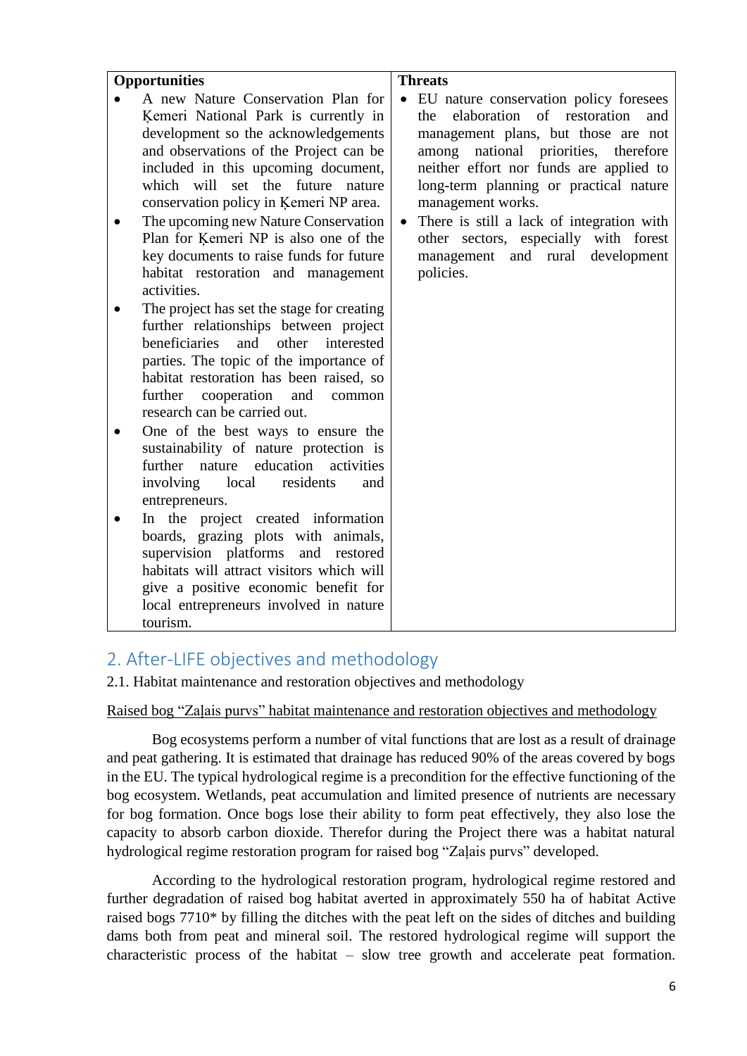| Opportunities | Threats |
|---|---|
| • A new Nature Conservation Plan for Ķemeri National Park is currently in development so the acknowledgements and observations of the Project can be included in this upcoming document, which will set the future nature conservation policy in Ķemeri NP area.<br>• The upcoming new Nature Conservation Plan for Ķemeri NP is also one of the key documents to raise funds for future habitat restoration and management activities.<br>• The project has set the stage for creating further relationships between project beneficiaries and other interested parties. The topic of the importance of habitat restoration has been raised, so further cooperation and common research can be carried out.<br>• One of the best ways to ensure the sustainability of nature protection is further nature education activities involving local residents and entrepreneurs.<br>• In the project created information boards, grazing plots with animals, supervision platforms and restored habitats will attract visitors which will give a positive economic benefit for local entrepreneurs involved in nature tourism. | • EU nature conservation policy foresees the elaboration of restoration and management plans, but those are not among national priorities, therefore neither effort nor funds are applied to long-term planning or practical nature management works.<br>• There is still a lack of integration with other sectors, especially with forest management and rural development policies. |

# 2. After-LIFE objectives and methodology

## 2.1. Habitat maintenance and restoration objectives and methodology

<u>Raised bog "Zaļais purvs" habitat maintenance and restoration objectives and methodology</u>

Bog ecosystems perform a number of vital functions that are lost as a result of drainage and peat gathering. It is estimated that drainage has reduced 90% of the areas covered by bogs in the EU. The typical hydrological regime is a precondition for the effective functioning of the bog ecosystem. Wetlands, peat accumulation and limited presence of nutrients are necessary for bog formation. Once bogs lose their ability to form peat effectively, they also lose the capacity to absorb carbon dioxide. Therefor during the Project there was a habitat natural hydrological regime restoration program for raised bog "Zaļais purvs" developed.

According to the hydrological restoration program, hydrological regime restored and further degradation of raised bog habitat averted in approximately 550 ha of habitat Active raised bogs 7710* by filling the ditches with the peat left on the sides of ditches and building dams both from peat and mineral soil. The restored hydrological regime will support the characteristic process of the habitat – slow tree growth and accelerate peat formation.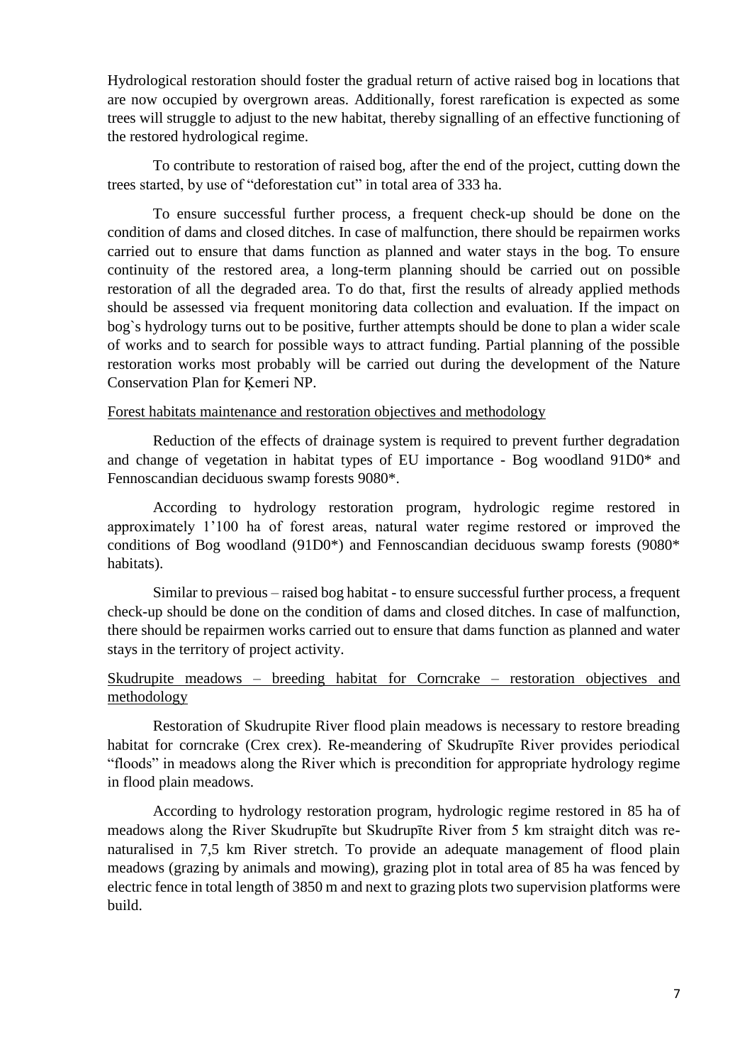Hydrological restoration should foster the gradual return of active raised bog in locations that are now occupied by overgrown areas. Additionally, forest rarefication is expected as some trees will struggle to adjust to the new habitat, thereby signalling of an effective functioning of the restored hydrological regime.

To contribute to restoration of raised bog, after the end of the project, cutting down the trees started, by use of "deforestation cut" in total area of 333 ha.

To ensure successful further process, a frequent check-up should be done on the condition of dams and closed ditches. In case of malfunction, there should be repairmen works carried out to ensure that dams function as planned and water stays in the bog. To ensure continuity of the restored area, a long-term planning should be carried out on possible restoration of all the degraded area. To do that, first the results of already applied methods should be assessed via frequent monitoring data collection and evaluation. If the impact on bog`s hydrology turns out to be positive, further attempts should be done to plan a wider scale of works and to search for possible ways to attract funding. Partial planning of the possible restoration works most probably will be carried out during the development of the Nature Conservation Plan for Ķemeri NP.

Forest habitats maintenance and restoration objectives and methodology

Reduction of the effects of drainage system is required to prevent further degradation and change of vegetation in habitat types of EU importance - Bog woodland 91D0* and Fennoscandian deciduous swamp forests 9080*.

According to hydrology restoration program, hydrologic regime restored in approximately 1'100 ha of forest areas, natural water regime restored or improved the conditions of Bog woodland (91D0*) and Fennoscandian deciduous swamp forests (9080* habitats).

Similar to previous – raised bog habitat - to ensure successful further process, a frequent check-up should be done on the condition of dams and closed ditches. In case of malfunction, there should be repairmen works carried out to ensure that dams function as planned and water stays in the territory of project activity.

Skudrupite meadows – breeding habitat for Corncrake – restoration objectives and methodology

Restoration of Skudrupite River flood plain meadows is necessary to restore breading habitat for corncrake (Crex crex). Re-meandering of Skudrupīte River provides periodical "floods" in meadows along the River which is precondition for appropriate hydrology regime in flood plain meadows.

According to hydrology restoration program, hydrologic regime restored in 85 ha of meadows along the River Skudrupīte but Skudrupīte River from 5 km straight ditch was re-naturalised in 7,5 km River stretch. To provide an adequate management of flood plain meadows (grazing by animals and mowing), grazing plot in total area of 85 ha was fenced by electric fence in total length of 3850 m and next to grazing plots two supervision platforms were build.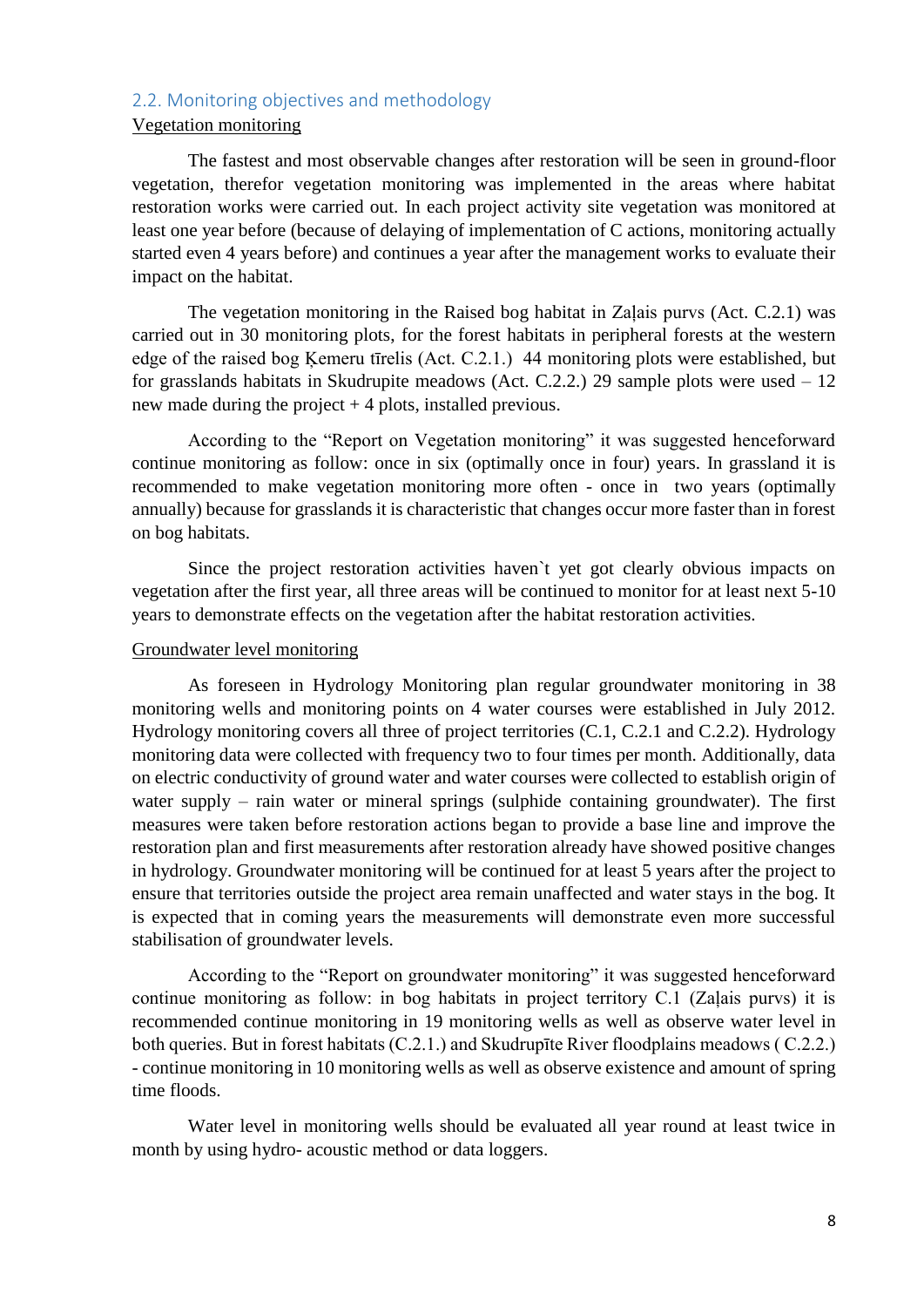## 2.2. Monitoring objectives and methodology

Vegetation monitoring

The fastest and most observable changes after restoration will be seen in ground-floor vegetation, therefor vegetation monitoring was implemented in the areas where habitat restoration works were carried out. In each project activity site vegetation was monitored at least one year before (because of delaying of implementation of C actions, monitoring actually started even 4 years before) and continues a year after the management works to evaluate their impact on the habitat.

The vegetation monitoring in the Raised bog habitat in Zaļais purvs (Act. C.2.1) was carried out in 30 monitoring plots, for the forest habitats in peripheral forests at the western edge of the raised bog Ķemeru tīrelis (Act. C.2.1.) 44 monitoring plots were established, but for grasslands habitats in Skudrupite meadows (Act. C.2.2.) 29 sample plots were used – 12 new made during the project + 4 plots, installed previous.

According to the "Report on Vegetation monitoring" it was suggested henceforward continue monitoring as follow: once in six (optimally once in four) years. In grassland it is recommended to make vegetation monitoring more often - once in two years (optimally annually) because for grasslands it is characteristic that changes occur more faster than in forest on bog habitats.

Since the project restoration activities haven`t yet got clearly obvious impacts on vegetation after the first year, all three areas will be continued to monitor for at least next 5-10 years to demonstrate effects on the vegetation after the habitat restoration activities.

Groundwater level monitoring

As foreseen in Hydrology Monitoring plan regular groundwater monitoring in 38 monitoring wells and monitoring points on 4 water courses were established in July 2012. Hydrology monitoring covers all three of project territories (C.1, C.2.1 and C.2.2). Hydrology monitoring data were collected with frequency two to four times per month. Additionally, data on electric conductivity of ground water and water courses were collected to establish origin of water supply – rain water or mineral springs (sulphide containing groundwater). The first measures were taken before restoration actions began to provide a base line and improve the restoration plan and first measurements after restoration already have showed positive changes in hydrology. Groundwater monitoring will be continued for at least 5 years after the project to ensure that territories outside the project area remain unaffected and water stays in the bog. It is expected that in coming years the measurements will demonstrate even more successful stabilisation of groundwater levels.

According to the "Report on groundwater monitoring" it was suggested henceforward continue monitoring as follow: in bog habitats in project territory C.1 (Zaļais purvs) it is recommended continue monitoring in 19 monitoring wells as well as observe water level in both queries. But in forest habitats (C.2.1.) and Skudrupīte River floodplains meadows ( C.2.2.) - continue monitoring in 10 monitoring wells as well as observe existence and amount of spring time floods.

Water level in monitoring wells should be evaluated all year round at least twice in month by using hydro- acoustic method or data loggers.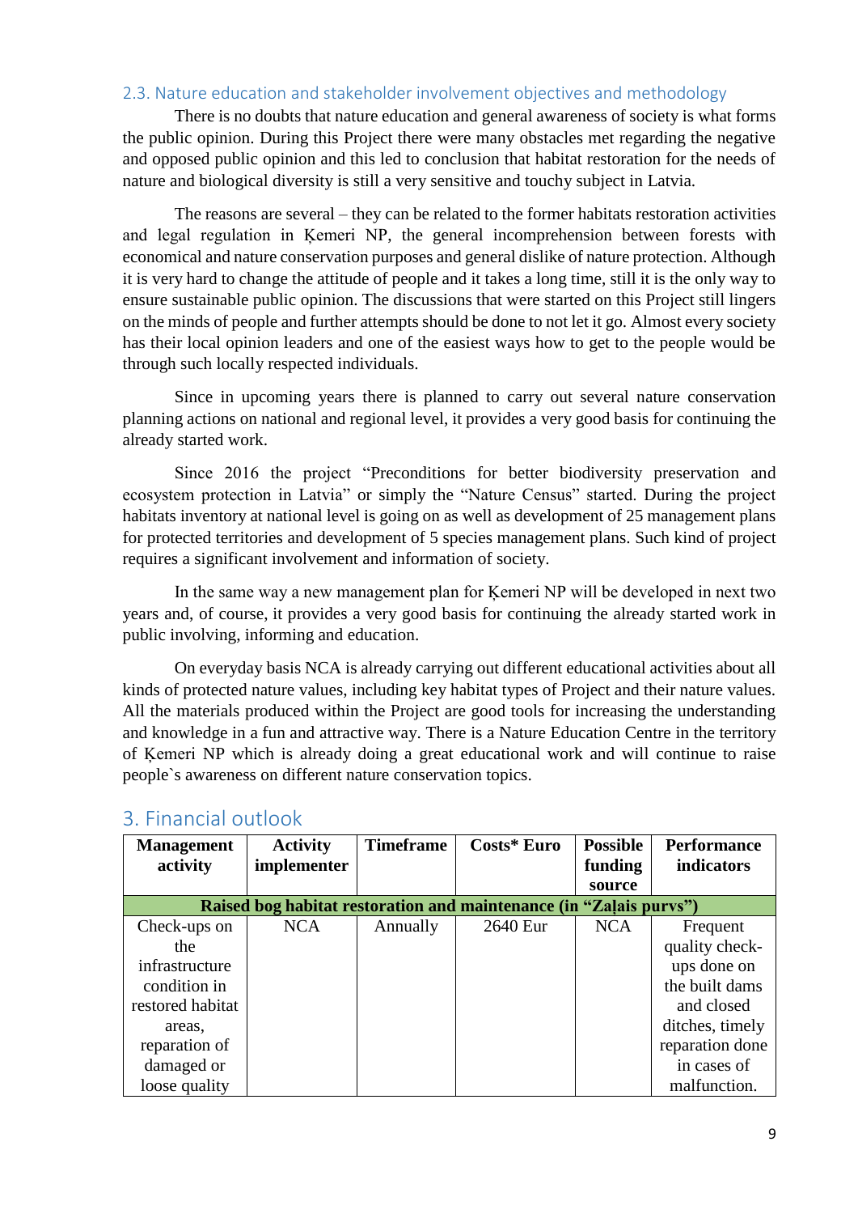## 2.3. Nature education and stakeholder involvement objectives and methodology

There is no doubts that nature education and general awareness of society is what forms the public opinion. During this Project there were many obstacles met regarding the negative and opposed public opinion and this led to conclusion that habitat restoration for the needs of nature and biological diversity is still a very sensitive and touchy subject in Latvia.

The reasons are several – they can be related to the former habitats restoration activities and legal regulation in Ķemeri NP, the general incomprehension between forests with economical and nature conservation purposes and general dislike of nature protection. Although it is very hard to change the attitude of people and it takes a long time, still it is the only way to ensure sustainable public opinion. The discussions that were started on this Project still lingers on the minds of people and further attempts should be done to not let it go. Almost every society has their local opinion leaders and one of the easiest ways how to get to the people would be through such locally respected individuals.

Since in upcoming years there is planned to carry out several nature conservation planning actions on national and regional level, it provides a very good basis for continuing the already started work.

Since 2016 the project "Preconditions for better biodiversity preservation and ecosystem protection in Latvia" or simply the "Nature Census" started. During the project habitats inventory at national level is going on as well as development of 25 management plans for protected territories and development of 5 species management plans. Such kind of project requires a significant involvement and information of society.

In the same way a new management plan for Ķemeri NP will be developed in next two years and, of course, it provides a very good basis for continuing the already started work in public involving, informing and education.

On everyday basis NCA is already carrying out different educational activities about all kinds of protected nature values, including key habitat types of Project and their nature values. All the materials produced within the Project are good tools for increasing the understanding and knowledge in a fun and attractive way. There is a Nature Education Centre in the territory of Ķemeri NP which is already doing a great educational work and will continue to raise people`s awareness on different nature conservation topics.

# 3. Financial outlook

| Management activity | Activity implementer | Timeframe | Costs* Euro | Possible funding source | Performance indicators |
|---|---|---|---|---|---|
| **Raised bog habitat restoration and maintenance (in "Zaļais purvs")** | | | | | |
| Check-ups on the infrastructure condition in restored habitat areas, reparation of damaged or loose quality | NCA | Annually | 2640 Eur | NCA | Frequent quality check-ups done on the built dams and closed ditches, timely reparation done in cases of malfunction. |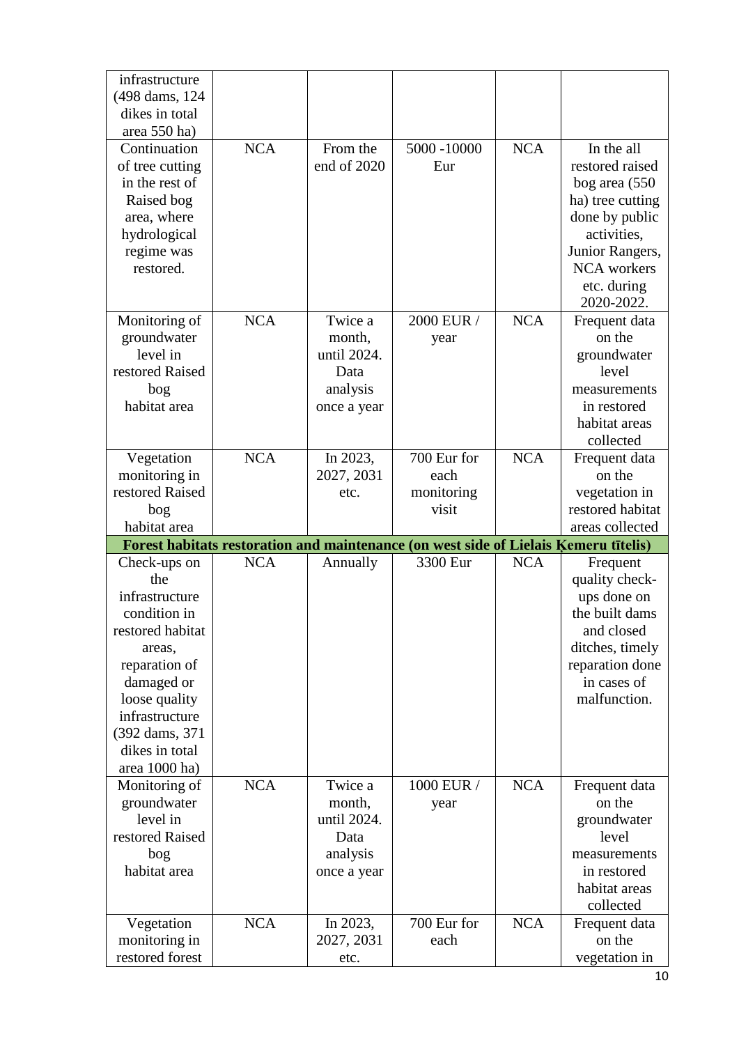| | | | | | |
|---|---|---|---|---|---|
| infrastructure (498 dams, 124 dikes in total area 550 ha) | | | | | |
| Continuation of tree cutting in the rest of Raised bog area, where hydrological regime was restored. | NCA | From the end of 2020 | 5000 -10000 Eur | NCA | In the all restored raised bog area (550 ha) tree cutting done by public activities, Junior Rangers, NCA workers etc. during 2020-2022. |
| Monitoring of groundwater level in restored Raised bog habitat area | NCA | Twice a month, until 2024. Data analysis once a year | 2000 EUR / year | NCA | Frequent data on the groundwater level measurements in restored habitat areas collected |
| Vegetation monitoring in restored Raised bog habitat area | NCA | In 2023, 2027, 2031 etc. | 700 Eur for each monitoring visit | NCA | Frequent data on the vegetation in restored habitat areas collected |
| **Forest habitats restoration and maintenance (on west side of Lielais Ķemeru tīrelis)** | | | | | |
| Check-ups on the infrastructure condition in restored habitat areas, reparation of damaged or loose quality infrastructure (392 dams, 371 dikes in total area 1000 ha) | NCA | Annually | 3300 Eur | NCA | Frequent quality check-ups done on the built dams and closed ditches, timely reparation done in cases of malfunction. |
| Monitoring of groundwater level in restored Raised bog habitat area | NCA | Twice a month, until 2024. Data analysis once a year | 1000 EUR / year | NCA | Frequent data on the groundwater level measurements in restored habitat areas collected |
| Vegetation monitoring in restored forest | NCA | In 2023, 2027, 2031 etc. | 700 Eur for each | NCA | Frequent data on the vegetation in |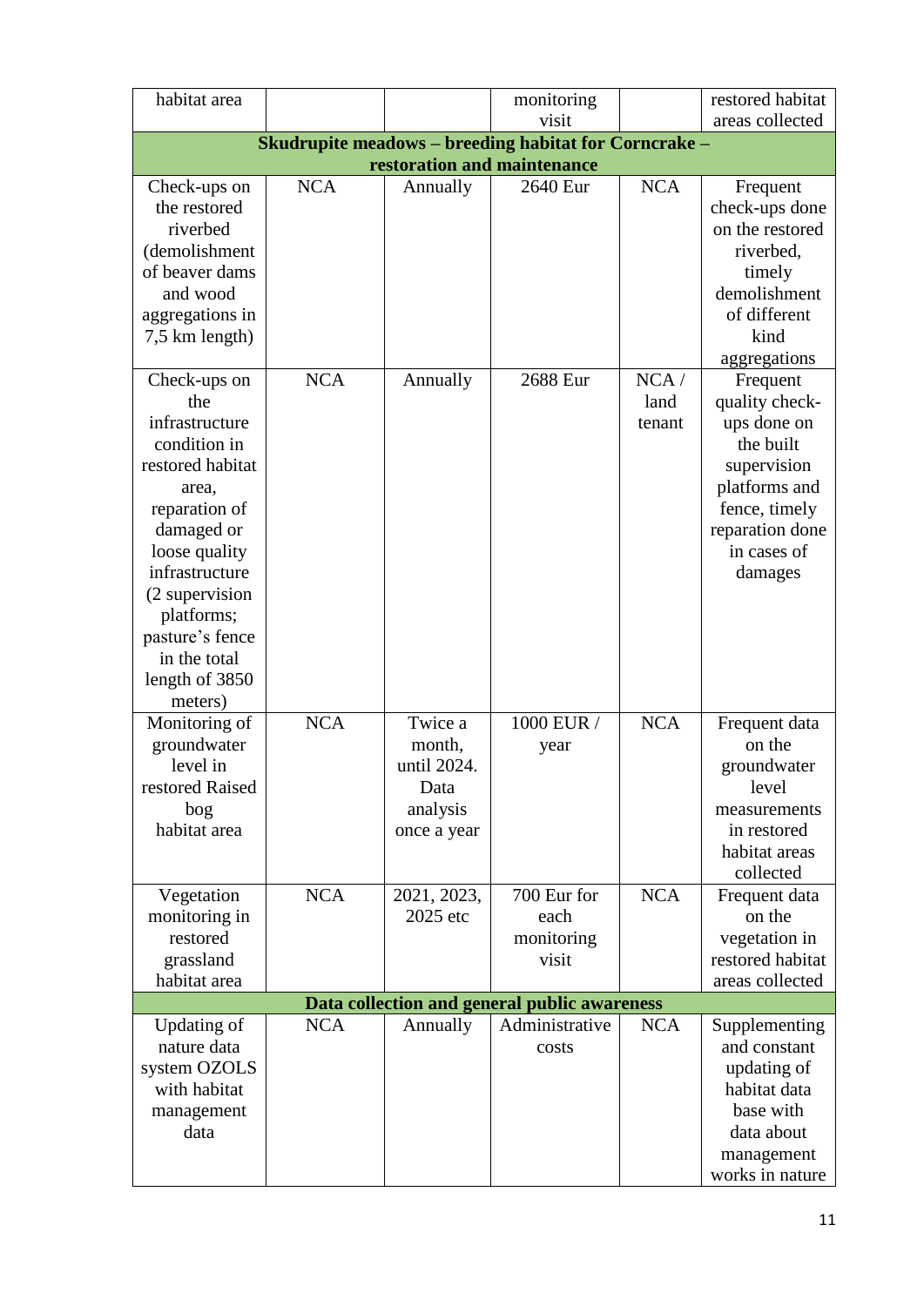| | | | | | |
|---|---|---|---|---|---|
| habitat area | | | monitoring visit | | restored habitat areas collected |
| **Skudrupite meadows – breeding habitat for Corncrake – restoration and maintenance** | | | | | |
| Check-ups on the restored riverbed (demolishment of beaver dams and wood aggregations in 7,5 km length) | NCA | Annually | 2640 Eur | NCA | Frequent check-ups done on the restored riverbed, timely demolishment of different kind aggregations |
| Check-ups on the infrastructure condition in restored habitat area, reparation of damaged or loose quality infrastructure (2 supervision platforms; pasture's fence in the total length of 3850 meters) | NCA | Annually | 2688 Eur | NCA / land tenant | Frequent quality check-ups done on the built supervision platforms and fence, timely reparation done in cases of damages |
| Monitoring of groundwater level in restored Raised bog habitat area | NCA | Twice a month, until 2024. Data analysis once a year | 1000 EUR / year | NCA | Frequent data on the groundwater level measurements in restored habitat areas collected |
| Vegetation monitoring in restored grassland habitat area | NCA | 2021, 2023, 2025 etc | 700 Eur for each monitoring visit | NCA | Frequent data on the vegetation in restored habitat areas collected |
| **Data collection and general public awareness** | | | | | |
| Updating of nature data system OZOLS with habitat management data | NCA | Annually | Administrative costs | NCA | Supplementing and constant updating of habitat data base with data about management works in nature |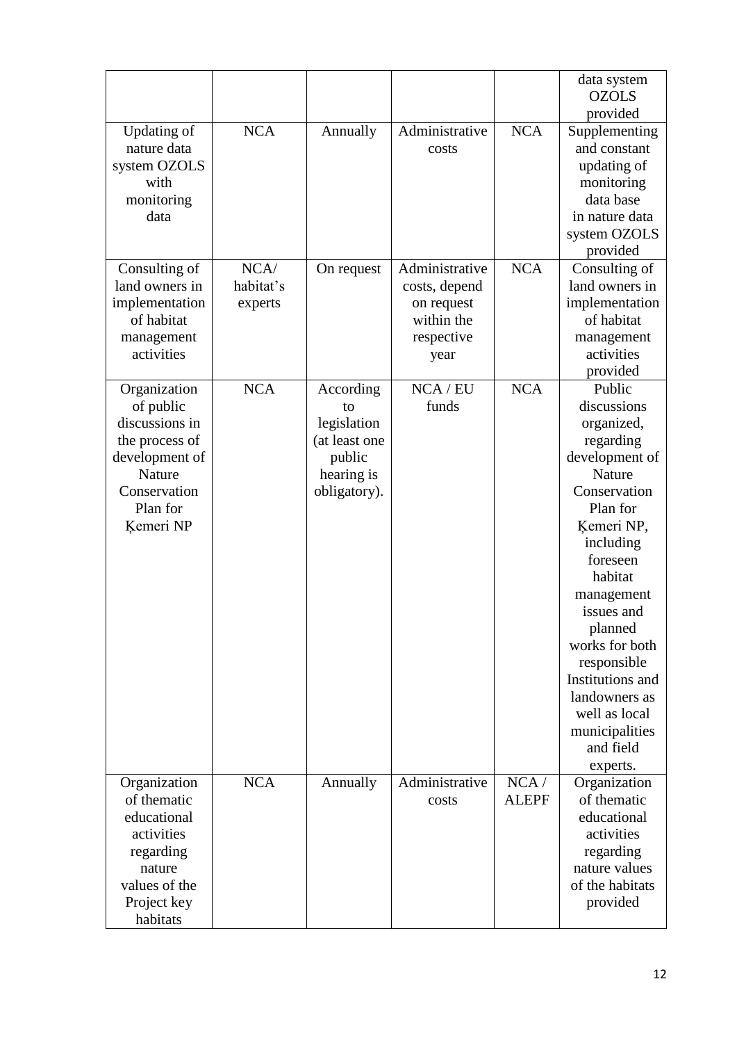| | | | | | |
|---|---|---|---|---|---|
| | | | | | data system OZOLS provided |
| Updating of nature data system OZOLS with monitoring data | NCA | Annually | Administrative costs | NCA | Supplementing and constant updating of monitoring data base in nature data system OZOLS provided |
| Consulting of land owners in implementation of habitat management activities | NCA/ habitat's experts | On request | Administrative costs, depend on request within the respective year | NCA | Consulting of land owners in implementation of habitat management activities provided |
| Organization of public discussions in the process of development of Nature Conservation Plan for Ķemeri NP | NCA | According to legislation (at least one public hearing is obligatory). | NCA / EU funds | NCA | Public discussions organized, regarding development of Nature Conservation Plan for Ķemeri NP, including foreseen habitat management issues and planned works for both responsible Institutions and landowners as well as local municipalities and field experts. |
| Organization of thematic educational activities regarding nature values of the Project key habitats | NCA | Annually | Administrative costs | NCA / ALEPF | Organization of thematic educational activities regarding nature values of the habitats provided |